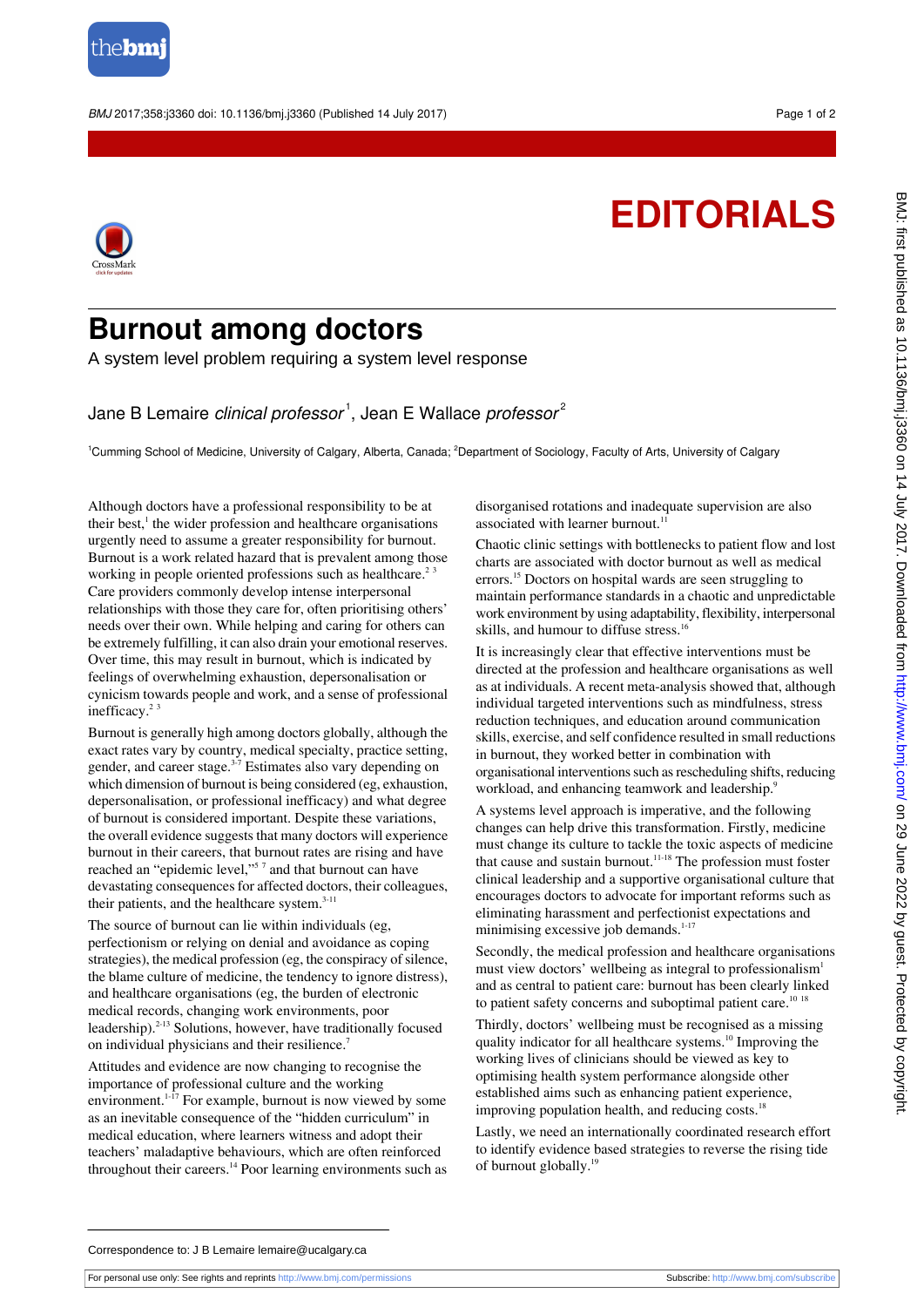EDITORIALS

# Burnout among doctors

A system level problem requiring a system level response

Jane B Lemaire *clinical professor*[1], Jean E Wallace *professor*[2]

[1]Cumming School of Medicine, University of Calgary, Alberta, Canada; [2]Department of Sociology, Faculty of Arts, University of Calgary

Although doctors have a professional responsibility to be at their best,[1] the wider profession and healthcare organisations urgently need to assume a greater responsibility for burnout. Burnout is a work related hazard that is prevalent among those working in people oriented professions such as healthcare.[2,3] Care providers commonly develop intense interpersonal relationships with those they care for, often prioritising others' needs over their own. While helping and caring for others can be extremely fulfilling, it can also drain your emotional reserves. Over time, this may result in burnout, which is indicated by feelings of overwhelming exhaustion, depersonalisation or cynicism towards people and work, and a sense of professional inefficacy.[2,3]

Burnout is generally high among doctors globally, although the exact rates vary by country, medical specialty, practice setting, gender, and career stage.[3-7] Estimates also vary depending on which dimension of burnout is being considered (eg, exhaustion, depersonalisation, or professional inefficacy) and what degree of burnout is considered important. Despite these variations, the overall evidence suggests that many doctors will experience burnout in their careers, that burnout rates are rising and have reached an "epidemic level,"[5,7] and that burnout can have devastating consequences for affected doctors, their colleagues, their patients, and the healthcare system.[3-11]

The source of burnout can lie within individuals (eg, perfectionism or relying on denial and avoidance as coping strategies), the medical profession (eg, the conspiracy of silence, the blame culture of medicine, the tendency to ignore distress), and healthcare organisations (eg, the burden of electronic medical records, changing work environments, poor leadership).[2-13] Solutions, however, have traditionally focused on individual physicians and their resilience.[7]

Attitudes and evidence are now changing to recognise the importance of professional culture and the working environment.[1-17] For example, burnout is now viewed by some as an inevitable consequence of the "hidden curriculum" in medical education, where learners witness and adopt their teachers' maladaptive behaviours, which are often reinforced throughout their careers.[14] Poor learning environments such as disorganised rotations and inadequate supervision are also associated with learner burnout.[11]

Chaotic clinic settings with bottlenecks to patient flow and lost charts are associated with doctor burnout as well as medical errors.[15] Doctors on hospital wards are seen struggling to maintain performance standards in a chaotic and unpredictable work environment by using adaptability, flexibility, interpersonal skills, and humour to diffuse stress.[16]

It is increasingly clear that effective interventions must be directed at the profession and healthcare organisations as well as at individuals. A recent meta-analysis showed that, although individual targeted interventions such as mindfulness, stress reduction techniques, and education around communication skills, exercise, and self confidence resulted in small reductions in burnout, they worked better in combination with organisational interventions such as rescheduling shifts, reducing workload, and enhancing teamwork and leadership.[9]

A systems level approach is imperative, and the following changes can help drive this transformation. Firstly, medicine must change its culture to tackle the toxic aspects of medicine that cause and sustain burnout.[11-18] The profession must foster clinical leadership and a supportive organisational culture that encourages doctors to advocate for important reforms such as eliminating harassment and perfectionist expectations and minimising excessive job demands.[1-17]

Secondly, the medical profession and healthcare organisations must view doctors' wellbeing as integral to professionalism[1] and as central to patient care: burnout has been clearly linked to patient safety concerns and suboptimal patient care.[10,18]

Thirdly, doctors' wellbeing must be recognised as a missing quality indicator for all healthcare systems.[10] Improving the working lives of clinicians should be viewed as key to optimising health system performance alongside other established aims such as enhancing patient experience, improving population health, and reducing costs.[18]

Lastly, we need an internationally coordinated research effort to identify evidence based strategies to reverse the rising tide of burnout globally.[19]

Correspondence to: J B Lemaire lemaire@ucalgary.ca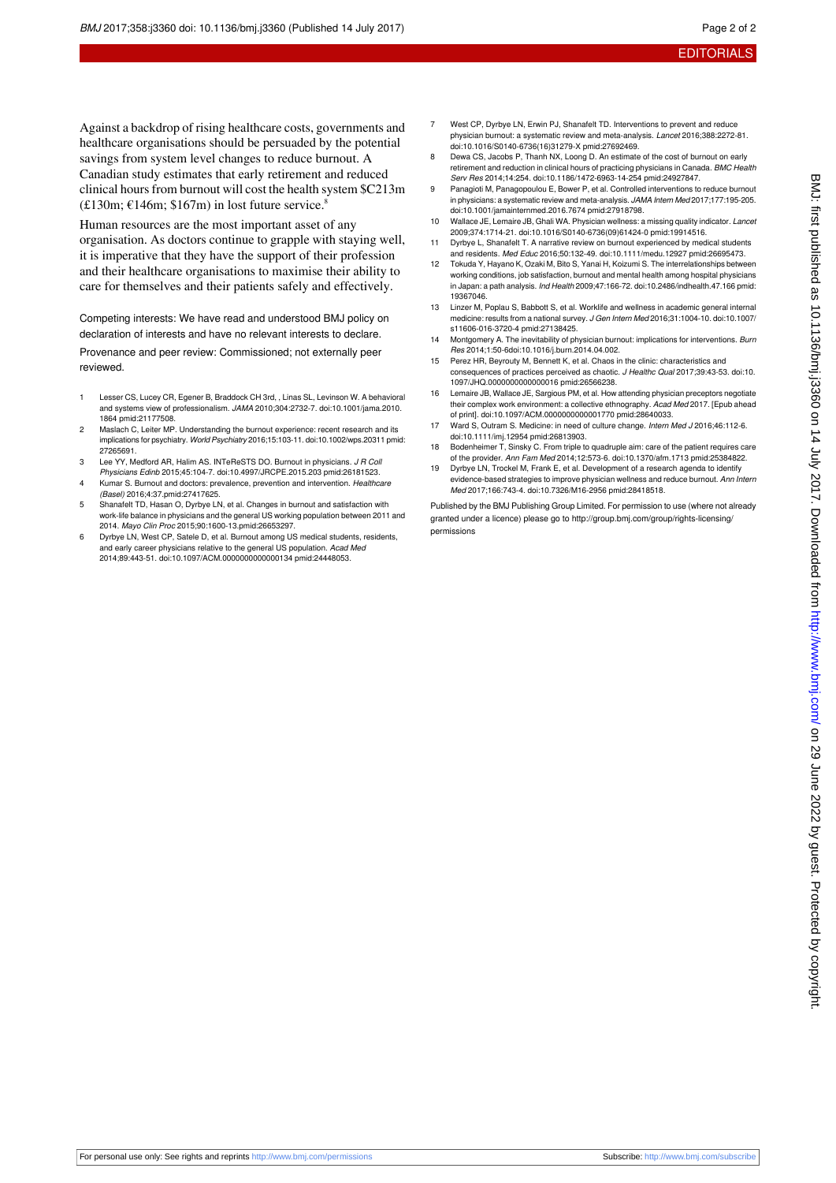Against a backdrop of rising healthcare costs, governments and healthcare organisations should be persuaded by the potential savings from system level changes to reduce burnout. A Canadian study estimates that early retirement and reduced clinical hours from burnout will cost the health system $C213m (£130m; €146m; $167m) in lost future service.[8]

Human resources are the most important asset of any organisation. As doctors continue to grapple with staying well, it is imperative that they have the support of their profession and their healthcare organisations to maximise their ability to care for themselves and their patients safely and effectively.

Competing interests: We have read and understood BMJ policy on declaration of interests and have no relevant interests to declare.

Provenance and peer review: Commissioned; not externally peer reviewed.

1. Lesser CS, Lucey CR, Egener B, Braddock CH 3rd, , Linas SL, Levinson W. A behavioral and systems view of professionalism. *JAMA* 2010;304:2732-7. doi:10.1001/jama.2010.1864 pmid:21177508.
2. Maslach C, Leiter MP. Understanding the burnout experience: recent research and its implications for psychiatry. *World Psychiatry* 2016;15:103-11. doi:10.1002/wps.20311 pmid:27265691.
3. Lee YY, Medford AR, Halim AS. INTeReSTS DO. Burnout in physicians. *J R Coll Physicians Edinb* 2015;45:104-7. doi:10.4997/JRCPE.2015.203 pmid:26181523.
4. Kumar S. Burnout and doctors: prevalence, prevention and intervention. *Healthcare (Basel)* 2016;4:37.pmid:27417625.
5. Shanafelt TD, Hasan O, Dyrbye LN, et al. Changes in burnout and satisfaction with work-life balance in physicians and the general US working population between 2011 and 2014. *Mayo Clin Proc* 2015;90:1600-13.pmid:26653297.
6. Dyrbye LN, West CP, Satele D, et al. Burnout among US medical students, residents, and early career physicians relative to the general US population. *Acad Med* 2014;89:443-51. doi:10.1097/ACM.0000000000000134 pmid:24448053.
7. West CP, Dyrbye LN, Erwin PJ, Shanafelt TD. Interventions to prevent and reduce physician burnout: a systematic review and meta-analysis. *Lancet* 2016;388:2272-81. doi:10.1016/S0140-6736(16)31279-X pmid:27692469.
8. Dewa CS, Jacobs P, Thanh NX, Loong D. An estimate of the cost of burnout on early retirement and reduction in clinical hours of practicing physicians in Canada. *BMC Health Serv Res* 2014;14:254. doi:10.1186/1472-6963-14-254 pmid:24927847.
9. Panagioti M, Panagopoulou E, Bower P, et al. Controlled interventions to reduce burnout in physicians: a systematic review and meta-analysis. *JAMA Intern Med* 2017;177:195-205. doi:10.1001/jamainternmed.2016.7674 pmid:27918798.
10. Wallace JE, Lemaire JB, Ghali WA. Physician wellness: a missing quality indicator. *Lancet* 2009;374:1714-21. doi:10.1016/S0140-6736(09)61424-0 pmid:19914516.
11. Dyrbye L, Shanafelt T. A narrative review on burnout experienced by medical students and residents. *Med Educ* 2016;50:132-49. doi:10.1111/medu.12927 pmid:26695473.
12. Tokuda Y, Hayano K, Ozaki M, Bito S, Yanai H, Koizumi S. The interrelationships between working conditions, job satisfaction, burnout and mental health among hospital physicians in Japan: a path analysis. *Ind Health* 2009;47:166-72. doi:10.2486/indhealth.47.166 pmid:19367046.
13. Linzer M, Poplau S, Babbott S, et al. Worklife and wellness in academic general internal medicine: results from a national survey. *J Gen Intern Med* 2016;31:1004-10. doi:10.1007/s11606-016-3720-4 pmid:27138425.
14. Montgomery A. The inevitability of physician burnout: implications for interventions. *Burn Res* 2014;1:50-6doi:10.1016/j.burn.2014.04.002.
15. Perez HR, Beyrouty M, Bennett K, et al. Chaos in the clinic: characteristics and consequences of practices perceived as chaotic. *J Healthc Qual* 2017;39:43-53. doi:10.1097/JHQ.0000000000000016 pmid:26566238.
16. Lemaire JB, Wallace JE, Sargious PM, et al. How attending physician preceptors negotiate their complex work environment: a collective ethnography. *Acad Med* 2017. [Epub ahead of print]. doi:10.1097/ACM.0000000000001770 pmid:28640033.
17. Ward S, Outram S. Medicine: in need of culture change. *Intern Med J* 2016;46:112-6. doi:10.1111/imj.12954 pmid:26813903.
18. Bodenheimer T, Sinsky C. From triple to quadruple aim: care of the patient requires care of the provider. *Ann Fam Med* 2014;12:573-6. doi:10.1370/afm.1713 pmid:25384822.
19. Dyrbye LN, Trockel M, Frank E, et al. Development of a research agenda to identify evidence-based strategies to improve physician wellness and reduce burnout. *Ann Intern Med* 2017;166:743-4. doi:10.7326/M16-2956 pmid:28418518.

Published by the BMJ Publishing Group Limited. For permission to use (where not already granted under a licence) please go to http://group.bmj.com/group/rights-licensing/permissions